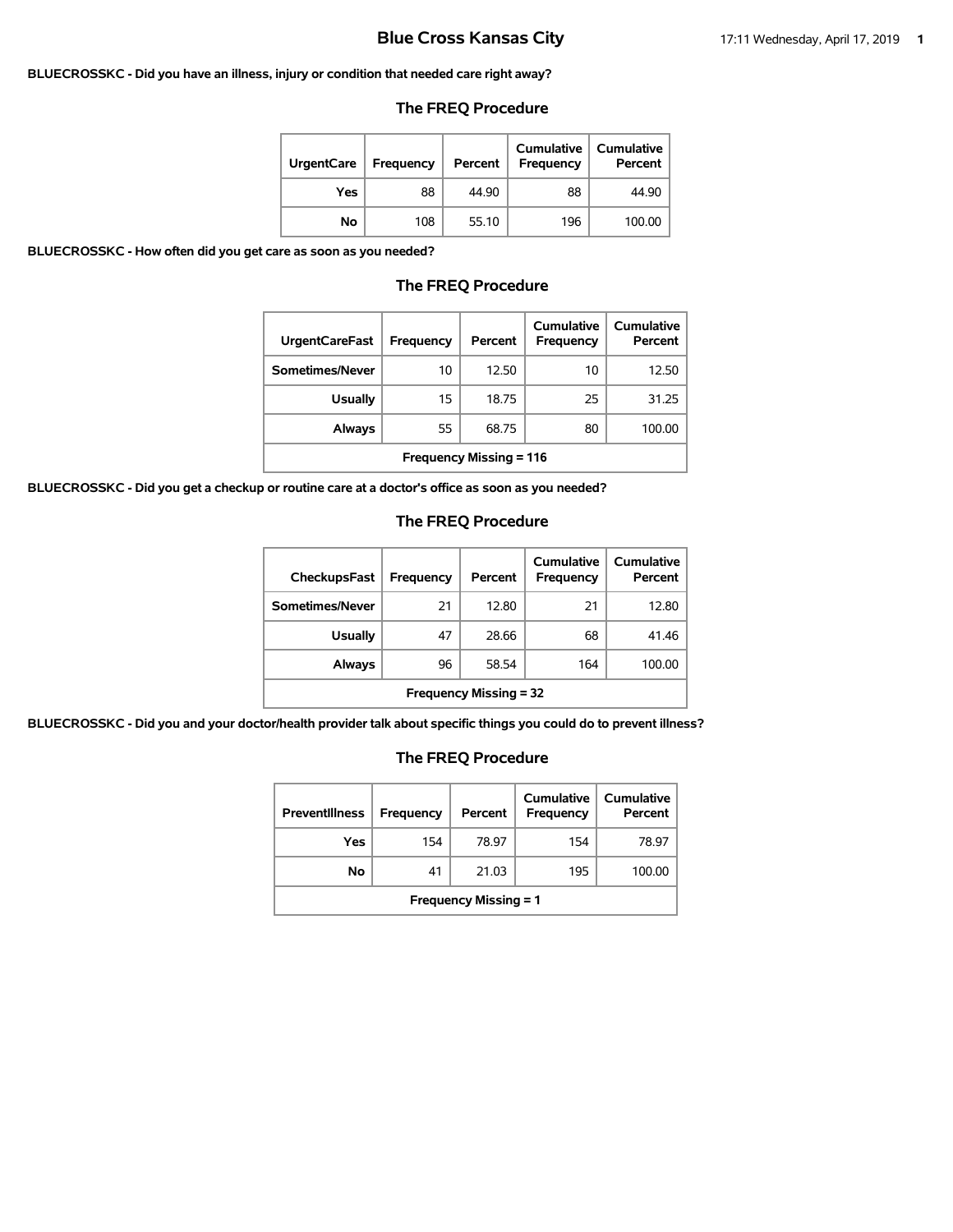# Blue Cross Kansas City

**BLUECROSSKC - Did you have an illness, injury or condition that needed care right away?**

### The FREQ Procedure

| UrgentCare | Frequency | Percent | Cumulative Frequency | Cumulative Percent |
|---|---|---|---|---|
| Yes | 88 | 44.90 | 88 | 44.90 |
| No | 108 | 55.10 | 196 | 100.00 |

**BLUECROSSKC - How often did you get care as soon as you needed?**

### The FREQ Procedure

| UrgentCareFast | Frequency | Percent | Cumulative Frequency | Cumulative Percent |
|---|---|---|---|---|
| Sometimes/Never | 10 | 12.50 | 10 | 12.50 |
| Usually | 15 | 18.75 | 25 | 31.25 |
| Always | 55 | 68.75 | 80 | 100.00 |
| Frequency Missing = 116 | | | | |

**BLUECROSSKC - Did you get a checkup or routine care at a doctor's office as soon as you needed?**

### The FREQ Procedure

| CheckupsFast | Frequency | Percent | Cumulative Frequency | Cumulative Percent |
|---|---|---|---|---|
| Sometimes/Never | 21 | 12.80 | 21 | 12.80 |
| Usually | 47 | 28.66 | 68 | 41.46 |
| Always | 96 | 58.54 | 164 | 100.00 |
| Frequency Missing = 32 | | | | |

**BLUECROSSKC - Did you and your doctor/health provider talk about specific things you could do to prevent illness?**

### The FREQ Procedure

| PreventIllness | Frequency | Percent | Cumulative Frequency | Cumulative Percent |
|---|---|---|---|---|
| Yes | 154 | 78.97 | 154 | 78.97 |
| No | 41 | 21.03 | 195 | 100.00 |
| Frequency Missing = 1 | | | | |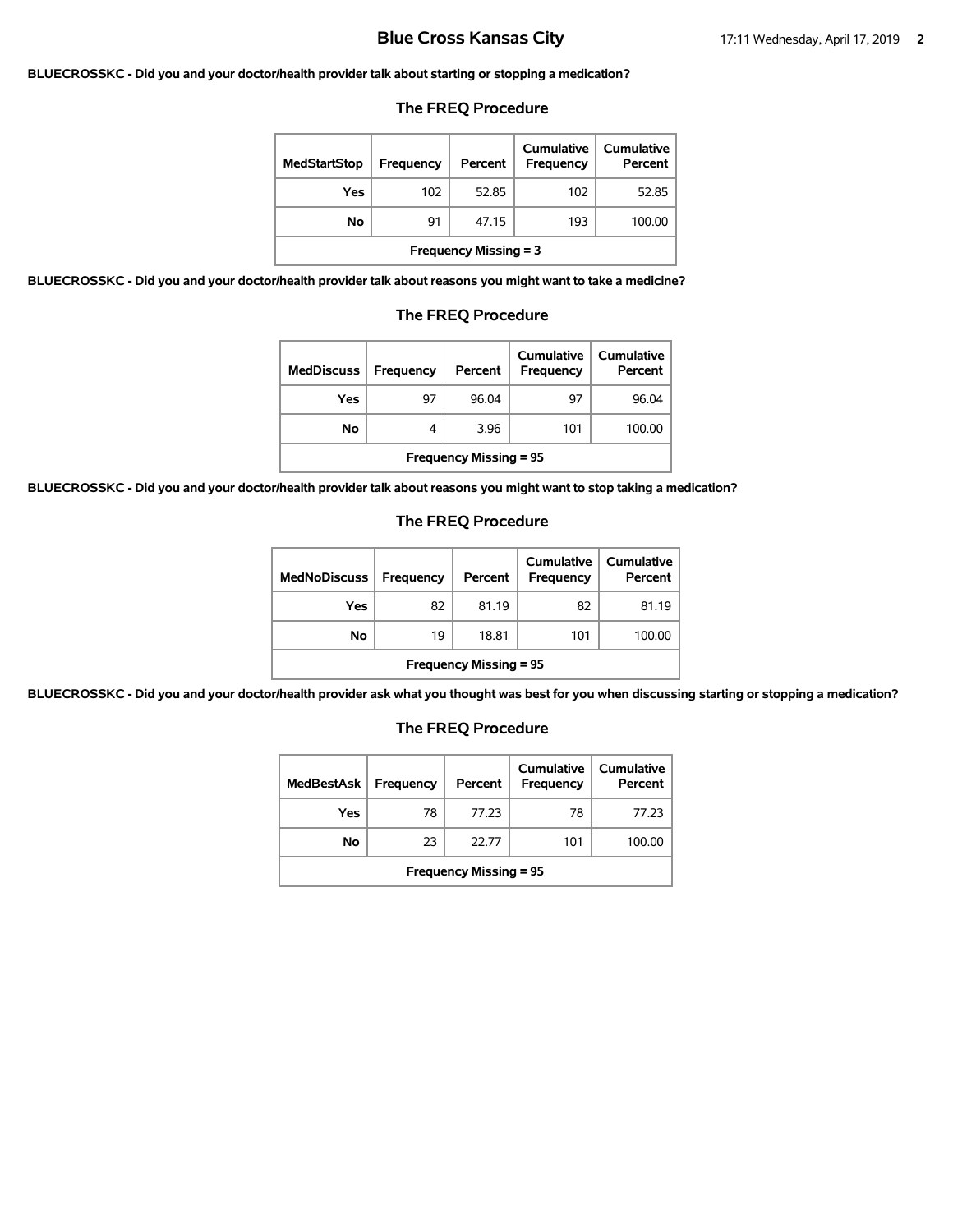**BLUECROSSKC - Did you and your doctor/health provider talk about starting or stopping a medication?**

### The FREQ Procedure

| MedStartStop | Frequency | Percent | Cumulative Frequency | Cumulative Percent |
|---|---|---|---|---|
| Yes | 102 | 52.85 | 102 | 52.85 |
| No | 91 | 47.15 | 193 | 100.00 |
| Frequency Missing = 3 | | | | |

**BLUECROSSKC - Did you and your doctor/health provider talk about reasons you might want to take a medicine?**

### The FREQ Procedure

| MedDiscuss | Frequency | Percent | Cumulative Frequency | Cumulative Percent |
|---|---|---|---|---|
| Yes | 97 | 96.04 | 97 | 96.04 |
| No | 4 | 3.96 | 101 | 100.00 |
| Frequency Missing = 95 | | | | |

**BLUECROSSKC - Did you and your doctor/health provider talk about reasons you might want to stop taking a medication?**

### The FREQ Procedure

| MedNoDiscuss | Frequency | Percent | Cumulative Frequency | Cumulative Percent |
|---|---|---|---|---|
| Yes | 82 | 81.19 | 82 | 81.19 |
| No | 19 | 18.81 | 101 | 100.00 |
| Frequency Missing = 95 | | | | |

**BLUECROSSKC - Did you and your doctor/health provider ask what you thought was best for you when discussing starting or stopping a medication?**

### The FREQ Procedure

| MedBestAsk | Frequency | Percent | Cumulative Frequency | Cumulative Percent |
|---|---|---|---|---|
| Yes | 78 | 77.23 | 78 | 77.23 |
| No | 23 | 22.77 | 101 | 100.00 |
| Frequency Missing = 95 | | | | |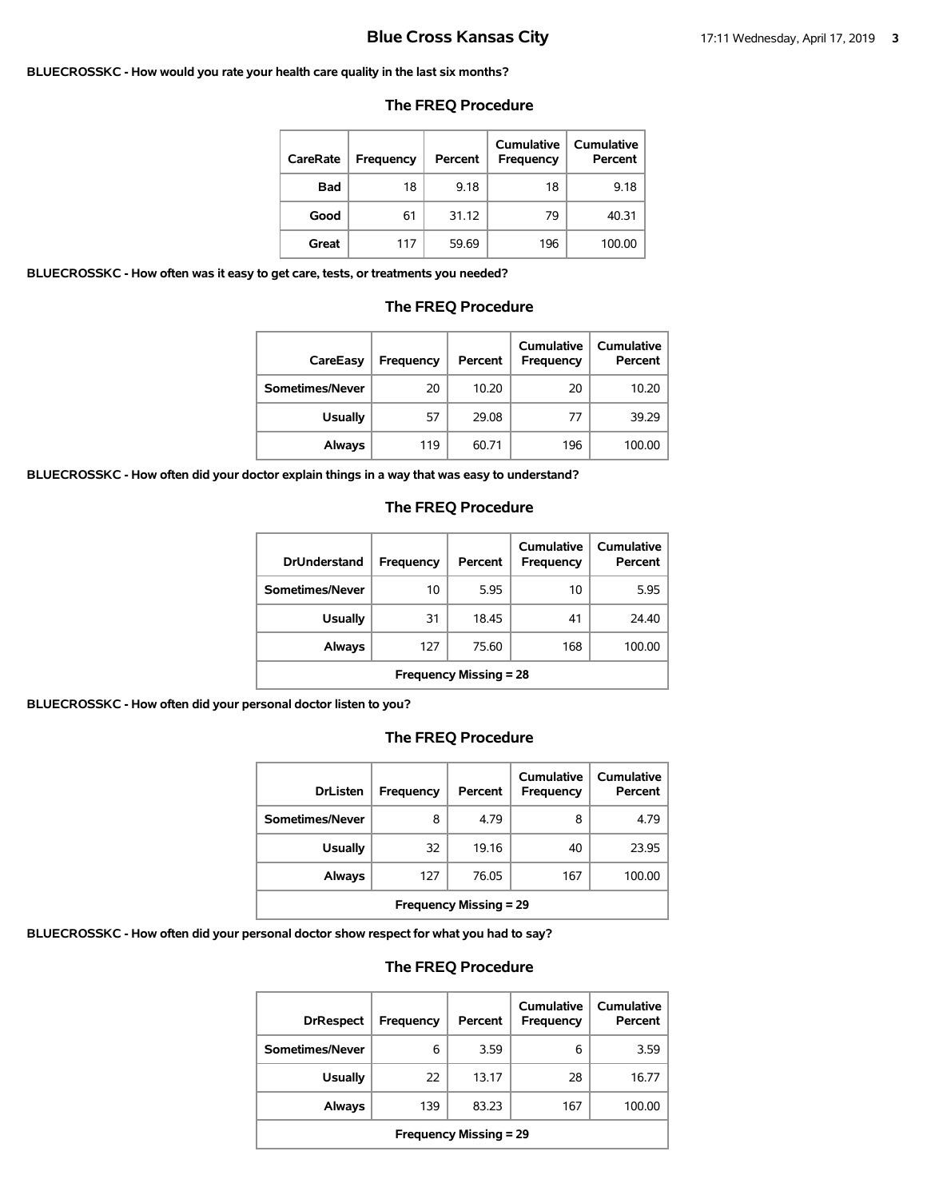**BLUECROSSKC - How would you rate your health care quality in the last six months?**

### The FREQ Procedure

| CareRate | Frequency | Percent | Cumulative Frequency | Cumulative Percent |
|---|---|---|---|---|
| Bad | 18 | 9.18 | 18 | 9.18 |
| Good | 61 | 31.12 | 79 | 40.31 |
| Great | 117 | 59.69 | 196 | 100.00 |

**BLUECROSSKC - How often was it easy to get care, tests, or treatments you needed?**

### The FREQ Procedure

| CareEasy | Frequency | Percent | Cumulative Frequency | Cumulative Percent |
|---|---|---|---|---|
| Sometimes/Never | 20 | 10.20 | 20 | 10.20 |
| Usually | 57 | 29.08 | 77 | 39.29 |
| Always | 119 | 60.71 | 196 | 100.00 |

**BLUECROSSKC - How often did your doctor explain things in a way that was easy to understand?**

### The FREQ Procedure

| DrUnderstand | Frequency | Percent | Cumulative Frequency | Cumulative Percent |
|---|---|---|---|---|
| Sometimes/Never | 10 | 5.95 | 10 | 5.95 |
| Usually | 31 | 18.45 | 41 | 24.40 |
| Always | 127 | 75.60 | 168 | 100.00 |
| **Frequency Missing = 28** | | | | |

**BLUECROSSKC - How often did your personal doctor listen to you?**

### The FREQ Procedure

| DrListen | Frequency | Percent | Cumulative Frequency | Cumulative Percent |
|---|---|---|---|---|
| Sometimes/Never | 8 | 4.79 | 8 | 4.79 |
| Usually | 32 | 19.16 | 40 | 23.95 |
| Always | 127 | 76.05 | 167 | 100.00 |
| **Frequency Missing = 29** | | | | |

**BLUECROSSKC - How often did your personal doctor show respect for what you had to say?**

### The FREQ Procedure

| DrRespect | Frequency | Percent | Cumulative Frequency | Cumulative Percent |
|---|---|---|---|---|
| Sometimes/Never | 6 | 3.59 | 6 | 3.59 |
| Usually | 22 | 13.17 | 28 | 16.77 |
| Always | 139 | 83.23 | 167 | 100.00 |
| **Frequency Missing = 29** | | | | |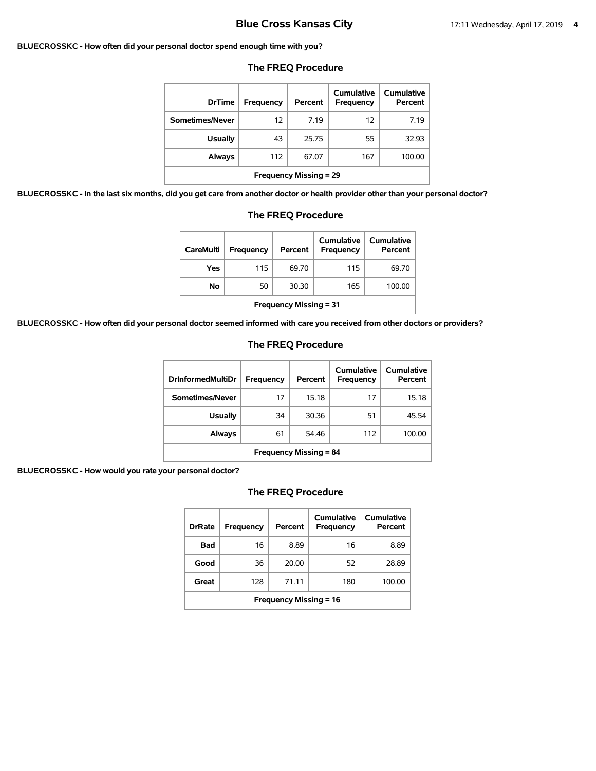**BLUECROSSKC - How often did your personal doctor spend enough time with you?**

### The FREQ Procedure

| DrTime | Frequency | Percent | Cumulative Frequency | Cumulative Percent |
|---|---|---|---|---|
| Sometimes/Never | 12 | 7.19 | 12 | 7.19 |
| Usually | 43 | 25.75 | 55 | 32.93 |
| Always | 112 | 67.07 | 167 | 100.00 |
| Frequency Missing = 29 | | | | |

**BLUECROSSKC - In the last six months, did you get care from another doctor or health provider other than your personal doctor?**

### The FREQ Procedure

| CareMulti | Frequency | Percent | Cumulative Frequency | Cumulative Percent |
|---|---|---|---|---|
| Yes | 115 | 69.70 | 115 | 69.70 |
| No | 50 | 30.30 | 165 | 100.00 |
| Frequency Missing = 31 | | | | |

**BLUECROSSKC - How often did your personal doctor seemed informed with care you received from other doctors or providers?**

### The FREQ Procedure

| DrInformedMultiDr | Frequency | Percent | Cumulative Frequency | Cumulative Percent |
|---|---|---|---|---|
| Sometimes/Never | 17 | 15.18 | 17 | 15.18 |
| Usually | 34 | 30.36 | 51 | 45.54 |
| Always | 61 | 54.46 | 112 | 100.00 |
| Frequency Missing = 84 | | | | |

**BLUECROSSKC - How would you rate your personal doctor?**

### The FREQ Procedure

| DrRate | Frequency | Percent | Cumulative Frequency | Cumulative Percent |
|---|---|---|---|---|
| Bad | 16 | 8.89 | 16 | 8.89 |
| Good | 36 | 20.00 | 52 | 28.89 |
| Great | 128 | 71.11 | 180 | 100.00 |
| Frequency Missing = 16 | | | | |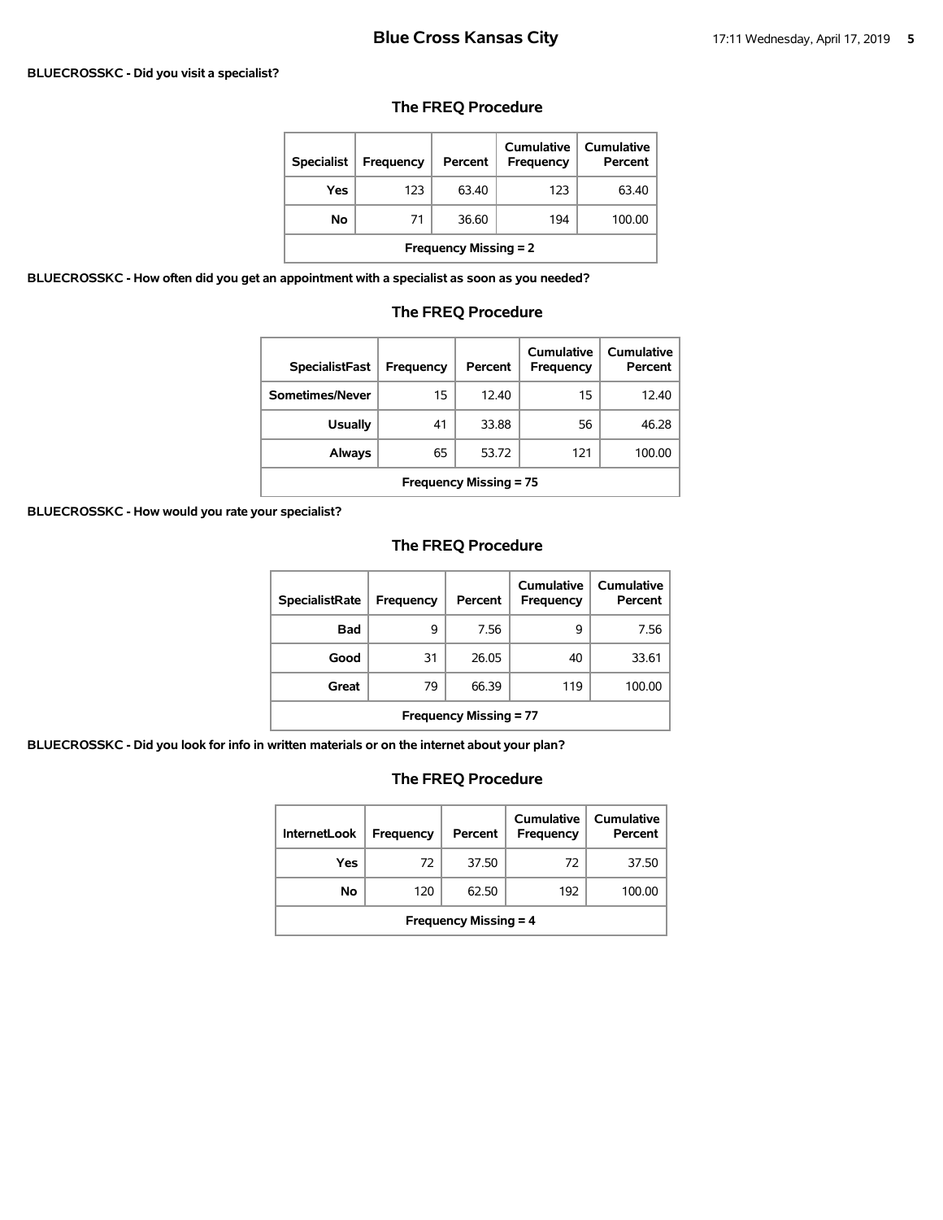**BLUECROSSKC - Did you visit a specialist?**

## The FREQ Procedure

| Specialist | Frequency | Percent | Cumulative Frequency | Cumulative Percent |
|---|---|---|---|---|
| Yes | 123 | 63.40 | 123 | 63.40 |
| No | 71 | 36.60 | 194 | 100.00 |
| Frequency Missing = 2 | | | | |

**BLUECROSSKC - How often did you get an appointment with a specialist as soon as you needed?**

## The FREQ Procedure

| SpecialistFast | Frequency | Percent | Cumulative Frequency | Cumulative Percent |
|---|---|---|---|---|
| Sometimes/Never | 15 | 12.40 | 15 | 12.40 |
| Usually | 41 | 33.88 | 56 | 46.28 |
| Always | 65 | 53.72 | 121 | 100.00 |
| Frequency Missing = 75 | | | | |

**BLUECROSSKC - How would you rate your specialist?**

## The FREQ Procedure

| SpecialistRate | Frequency | Percent | Cumulative Frequency | Cumulative Percent |
|---|---|---|---|---|
| Bad | 9 | 7.56 | 9 | 7.56 |
| Good | 31 | 26.05 | 40 | 33.61 |
| Great | 79 | 66.39 | 119 | 100.00 |
| Frequency Missing = 77 | | | | |

**BLUECROSSKC - Did you look for info in written materials or on the internet about your plan?**

## The FREQ Procedure

| InternetLook | Frequency | Percent | Cumulative Frequency | Cumulative Percent |
|---|---|---|---|---|
| Yes | 72 | 37.50 | 72 | 37.50 |
| No | 120 | 62.50 | 192 | 100.00 |
| Frequency Missing = 4 | | | | |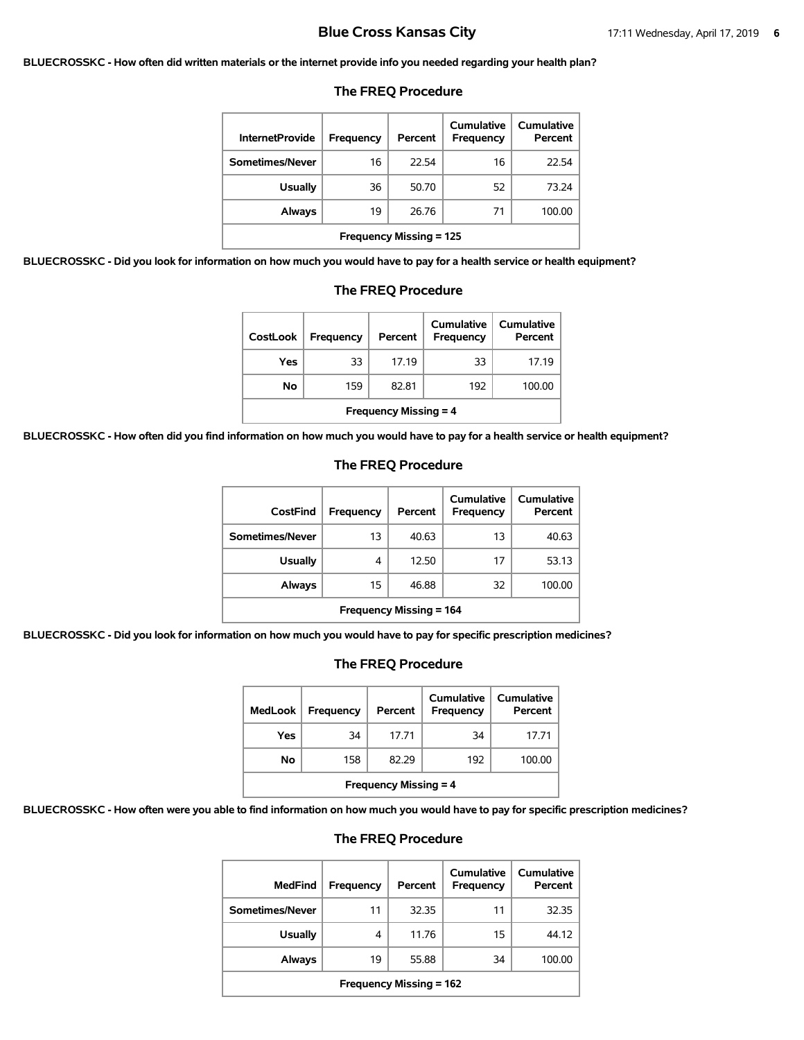**BLUECROSSKC - How often did written materials or the internet provide info you needed regarding your health plan?**

## The FREQ Procedure

| InternetProvide | Frequency | Percent | Cumulative Frequency | Cumulative Percent |
|---|---|---|---|---|
| Sometimes/Never | 16 | 22.54 | 16 | 22.54 |
| Usually | 36 | 50.70 | 52 | 73.24 |
| Always | 19 | 26.76 | 71 | 100.00 |
| Frequency Missing = 125 | | | | |

**BLUECROSSKC - Did you look for information on how much you would have to pay for a health service or health equipment?**

## The FREQ Procedure

| CostLook | Frequency | Percent | Cumulative Frequency | Cumulative Percent |
|---|---|---|---|---|
| Yes | 33 | 17.19 | 33 | 17.19 |
| No | 159 | 82.81 | 192 | 100.00 |
| Frequency Missing = 4 | | | | |

**BLUECROSSKC - How often did you find information on how much you would have to pay for a health service or health equipment?**

## The FREQ Procedure

| CostFind | Frequency | Percent | Cumulative Frequency | Cumulative Percent |
|---|---|---|---|---|
| Sometimes/Never | 13 | 40.63 | 13 | 40.63 |
| Usually | 4 | 12.50 | 17 | 53.13 |
| Always | 15 | 46.88 | 32 | 100.00 |
| Frequency Missing = 164 | | | | |

**BLUECROSSKC - Did you look for information on how much you would have to pay for specific prescription medicines?**

## The FREQ Procedure

| MedLook | Frequency | Percent | Cumulative Frequency | Cumulative Percent |
|---|---|---|---|---|
| Yes | 34 | 17.71 | 34 | 17.71 |
| No | 158 | 82.29 | 192 | 100.00 |
| Frequency Missing = 4 | | | | |

**BLUECROSSKC - How often were you able to find information on how much you would have to pay for specific prescription medicines?**

## The FREQ Procedure

| MedFind | Frequency | Percent | Cumulative Frequency | Cumulative Percent |
|---|---|---|---|---|
| Sometimes/Never | 11 | 32.35 | 11 | 32.35 |
| Usually | 4 | 11.76 | 15 | 44.12 |
| Always | 19 | 55.88 | 34 | 100.00 |
| Frequency Missing = 162 | | | | |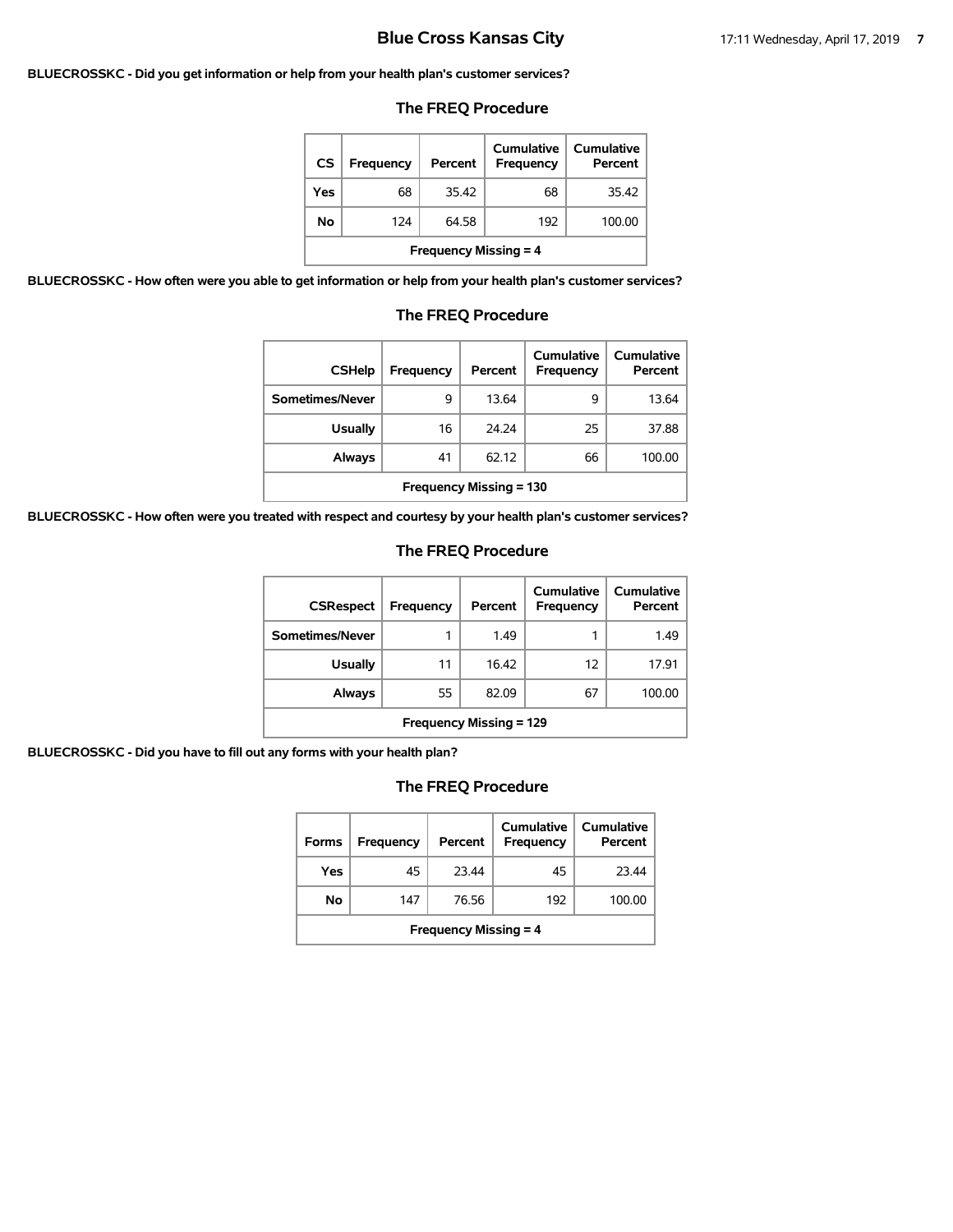**BLUECROSSKC - Did you get information or help from your health plan's customer services?**

### The FREQ Procedure

| CS | Frequency | Percent | Cumulative Frequency | Cumulative Percent |
|---|---|---|---|---|
| Yes | 68 | 35.42 | 68 | 35.42 |
| No | 124 | 64.58 | 192 | 100.00 |
| Frequency Missing = 4 | | | | |

**BLUECROSSKC - How often were you able to get information or help from your health plan's customer services?**

### The FREQ Procedure

| CSHelp | Frequency | Percent | Cumulative Frequency | Cumulative Percent |
|---|---|---|---|---|
| Sometimes/Never | 9 | 13.64 | 9 | 13.64 |
| Usually | 16 | 24.24 | 25 | 37.88 |
| Always | 41 | 62.12 | 66 | 100.00 |
| Frequency Missing = 130 | | | | |

**BLUECROSSKC - How often were you treated with respect and courtesy by your health plan's customer services?**

### The FREQ Procedure

| CSRespect | Frequency | Percent | Cumulative Frequency | Cumulative Percent |
|---|---|---|---|---|
| Sometimes/Never | 1 | 1.49 | 1 | 1.49 |
| Usually | 11 | 16.42 | 12 | 17.91 |
| Always | 55 | 82.09 | 67 | 100.00 |
| Frequency Missing = 129 | | | | |

**BLUECROSSKC - Did you have to fill out any forms with your health plan?**

### The FREQ Procedure

| Forms | Frequency | Percent | Cumulative Frequency | Cumulative Percent |
|---|---|---|---|---|
| Yes | 45 | 23.44 | 45 | 23.44 |
| No | 147 | 76.56 | 192 | 100.00 |
| Frequency Missing = 4 | | | | |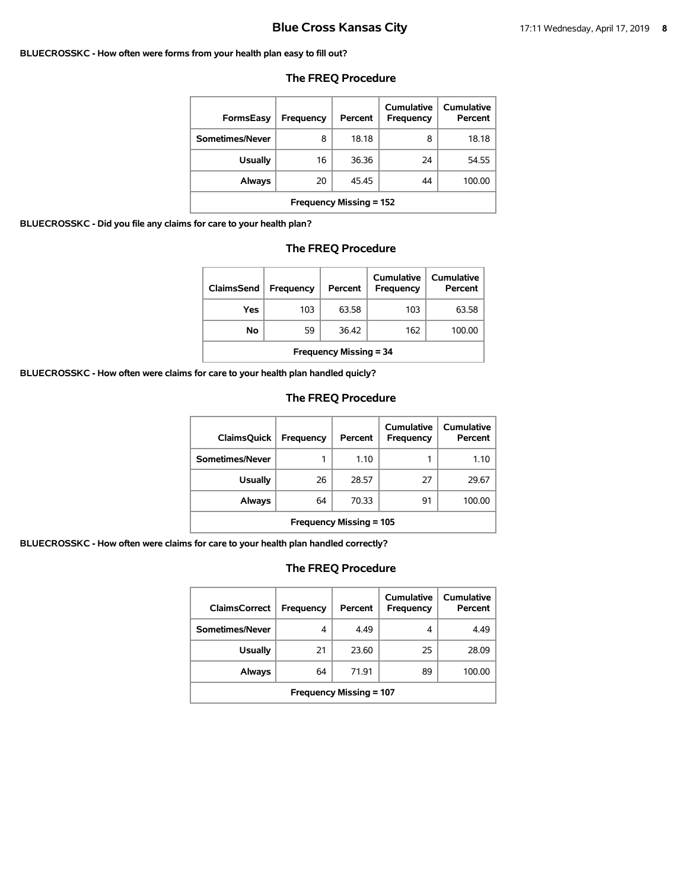**BLUECROSSKC - How often were forms from your health plan easy to fill out?**

## The FREQ Procedure

| FormsEasy | Frequency | Percent | Cumulative Frequency | Cumulative Percent |
|---|---|---|---|---|
| Sometimes/Never | 8 | 18.18 | 8 | 18.18 |
| Usually | 16 | 36.36 | 24 | 54.55 |
| Always | 20 | 45.45 | 44 | 100.00 |
| Frequency Missing = 152 | | | | |

**BLUECROSSKC - Did you file any claims for care to your health plan?**

## The FREQ Procedure

| ClaimsSend | Frequency | Percent | Cumulative Frequency | Cumulative Percent |
|---|---|---|---|---|
| Yes | 103 | 63.58 | 103 | 63.58 |
| No | 59 | 36.42 | 162 | 100.00 |
| Frequency Missing = 34 | | | | |

**BLUECROSSKC - How often were claims for care to your health plan handled quicly?**

## The FREQ Procedure

| ClaimsQuick | Frequency | Percent | Cumulative Frequency | Cumulative Percent |
|---|---|---|---|---|
| Sometimes/Never | 1 | 1.10 | 1 | 1.10 |
| Usually | 26 | 28.57 | 27 | 29.67 |
| Always | 64 | 70.33 | 91 | 100.00 |
| Frequency Missing = 105 | | | | |

**BLUECROSSKC - How often were claims for care to your health plan handled correctly?**

## The FREQ Procedure

| ClaimsCorrect | Frequency | Percent | Cumulative Frequency | Cumulative Percent |
|---|---|---|---|---|
| Sometimes/Never | 4 | 4.49 | 4 | 4.49 |
| Usually | 21 | 23.60 | 25 | 28.09 |
| Always | 64 | 71.91 | 89 | 100.00 |
| Frequency Missing = 107 | | | | |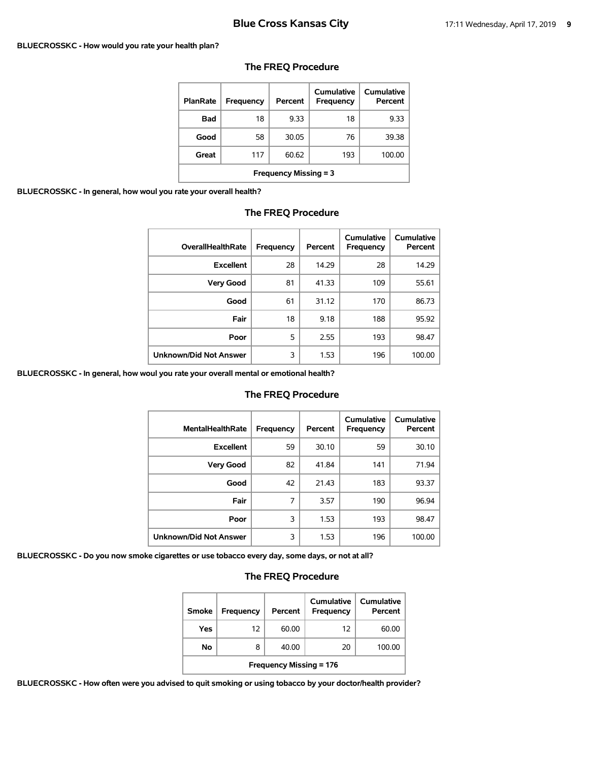**BLUECROSSKC - How would you rate your health plan?**

## The FREQ Procedure

| PlanRate | Frequency | Percent | Cumulative Frequency | Cumulative Percent |
|---|---|---|---|---|
| Bad | 18 | 9.33 | 18 | 9.33 |
| Good | 58 | 30.05 | 76 | 39.38 |
| Great | 117 | 60.62 | 193 | 100.00 |
| Frequency Missing = 3 | | | | |

**BLUECROSSKC - In general, how woul you rate your overall health?**

## The FREQ Procedure

| OverallHealthRate | Frequency | Percent | Cumulative Frequency | Cumulative Percent |
|---|---|---|---|---|
| Excellent | 28 | 14.29 | 28 | 14.29 |
| Very Good | 81 | 41.33 | 109 | 55.61 |
| Good | 61 | 31.12 | 170 | 86.73 |
| Fair | 18 | 9.18 | 188 | 95.92 |
| Poor | 5 | 2.55 | 193 | 98.47 |
| Unknown/Did Not Answer | 3 | 1.53 | 196 | 100.00 |

**BLUECROSSKC - In general, how woul you rate your overall mental or emotional health?**

## The FREQ Procedure

| MentalHealthRate | Frequency | Percent | Cumulative Frequency | Cumulative Percent |
|---|---|---|---|---|
| Excellent | 59 | 30.10 | 59 | 30.10 |
| Very Good | 82 | 41.84 | 141 | 71.94 |
| Good | 42 | 21.43 | 183 | 93.37 |
| Fair | 7 | 3.57 | 190 | 96.94 |
| Poor | 3 | 1.53 | 193 | 98.47 |
| Unknown/Did Not Answer | 3 | 1.53 | 196 | 100.00 |

**BLUECROSSKC - Do you now smoke cigarettes or use tobacco every day, some days, or not at all?**

## The FREQ Procedure

| Smoke | Frequency | Percent | Cumulative Frequency | Cumulative Percent |
|---|---|---|---|---|
| Yes | 12 | 60.00 | 12 | 60.00 |
| No | 8 | 40.00 | 20 | 100.00 |
| Frequency Missing = 176 | | | | |

**BLUECROSSKC - How often were you advised to quit smoking or using tobacco by your doctor/health provider?**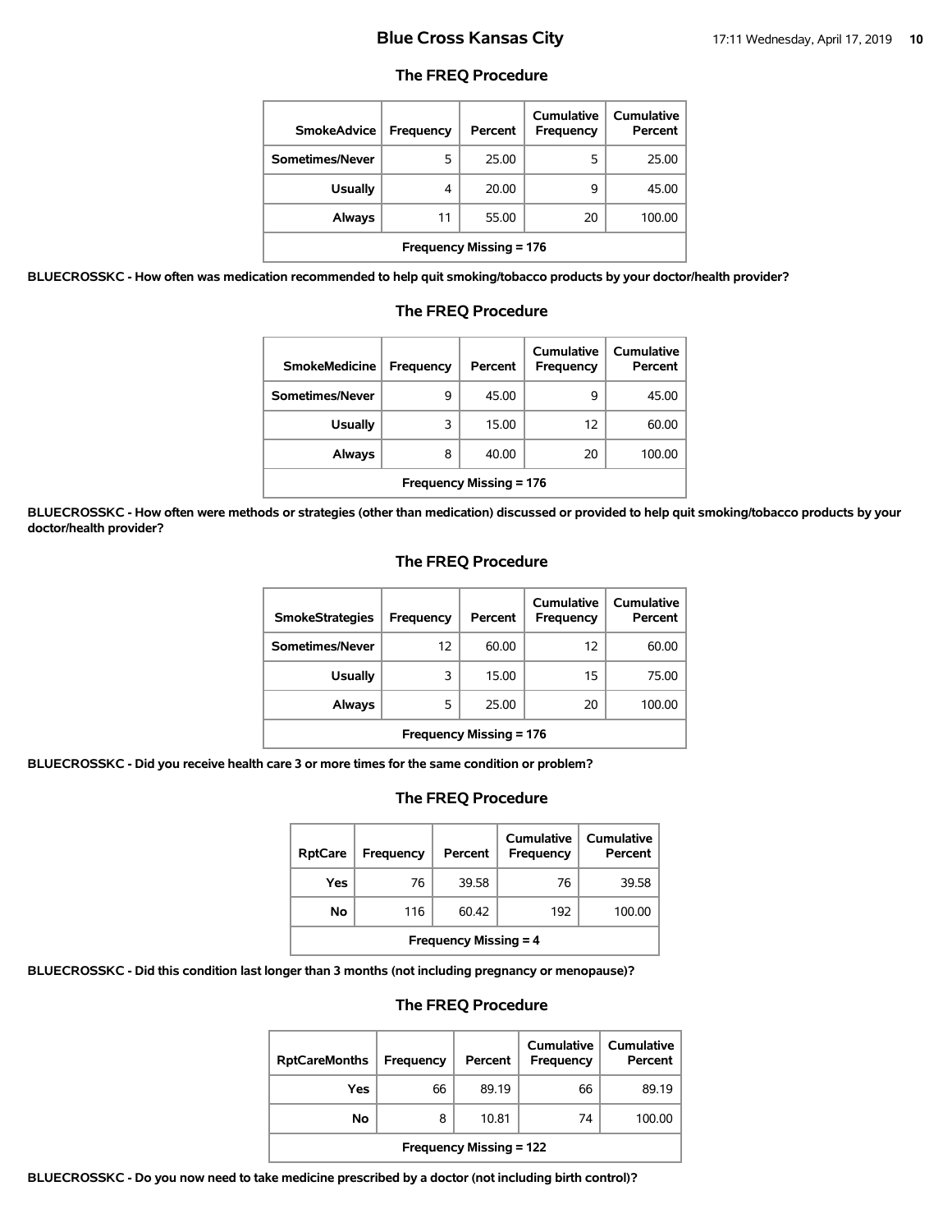### The FREQ Procedure

| SmokeAdvice | Frequency | Percent | Cumulative Frequency | Cumulative Percent |
|---|---|---|---|---|
| Sometimes/Never | 5 | 25.00 | 5 | 25.00 |
| Usually | 4 | 20.00 | 9 | 45.00 |
| Always | 11 | 55.00 | 20 | 100.00 |
| Frequency Missing = 176 | | | | |

**BLUECROSSKC - How often was medication recommended to help quit smoking/tobacco products by your doctor/health provider?**

### The FREQ Procedure

| SmokeMedicine | Frequency | Percent | Cumulative Frequency | Cumulative Percent |
|---|---|---|---|---|
| Sometimes/Never | 9 | 45.00 | 9 | 45.00 |
| Usually | 3 | 15.00 | 12 | 60.00 |
| Always | 8 | 40.00 | 20 | 100.00 |
| Frequency Missing = 176 | | | | |

**BLUECROSSKC - How often were methods or strategies (other than medication) discussed or provided to help quit smoking/tobacco products by your doctor/health provider?**

### The FREQ Procedure

| SmokeStrategies | Frequency | Percent | Cumulative Frequency | Cumulative Percent |
|---|---|---|---|---|
| Sometimes/Never | 12 | 60.00 | 12 | 60.00 |
| Usually | 3 | 15.00 | 15 | 75.00 |
| Always | 5 | 25.00 | 20 | 100.00 |
| Frequency Missing = 176 | | | | |

**BLUECROSSKC - Did you receive health care 3 or more times for the same condition or problem?**

### The FREQ Procedure

| RptCare | Frequency | Percent | Cumulative Frequency | Cumulative Percent |
|---|---|---|---|---|
| Yes | 76 | 39.58 | 76 | 39.58 |
| No | 116 | 60.42 | 192 | 100.00 |
| Frequency Missing = 4 | | | | |

**BLUECROSSKC - Did this condition last longer than 3 months (not including pregnancy or menopause)?**

### The FREQ Procedure

| RptCareMonths | Frequency | Percent | Cumulative Frequency | Cumulative Percent |
|---|---|---|---|---|
| Yes | 66 | 89.19 | 66 | 89.19 |
| No | 8 | 10.81 | 74 | 100.00 |
| Frequency Missing = 122 | | | | |

**BLUECROSSKC - Do you now need to take medicine prescribed by a doctor (not including birth control)?**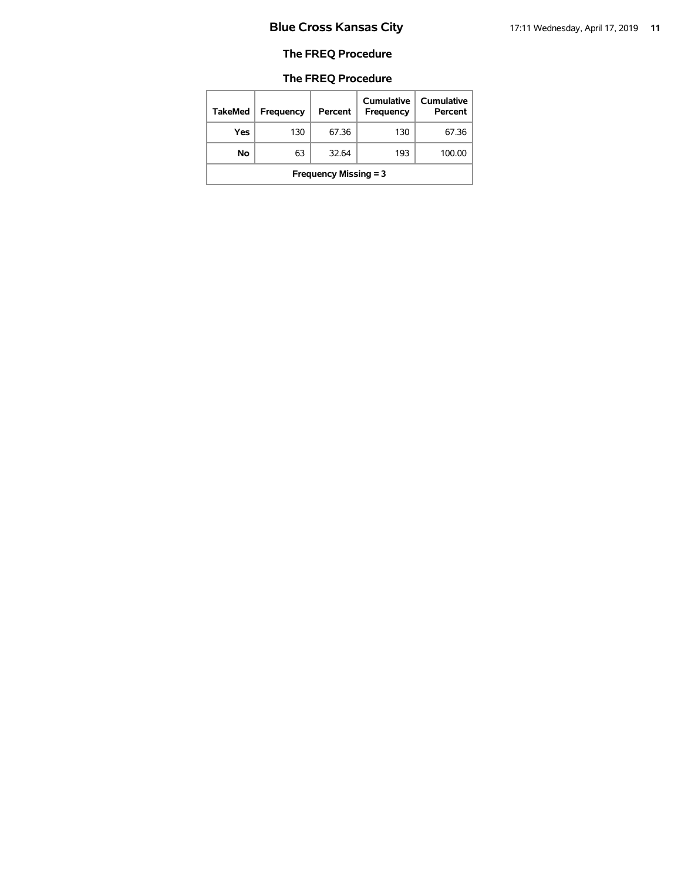## The FREQ Procedure

## The FREQ Procedure

| TakeMed | Frequency | Percent | Cumulative Frequency | Cumulative Percent |
|---|---|---|---|---|
| Yes | 130 | 67.36 | 130 | 67.36 |
| No | 63 | 32.64 | 193 | 100.00 |
| **Frequency Missing = 3** | | | | |